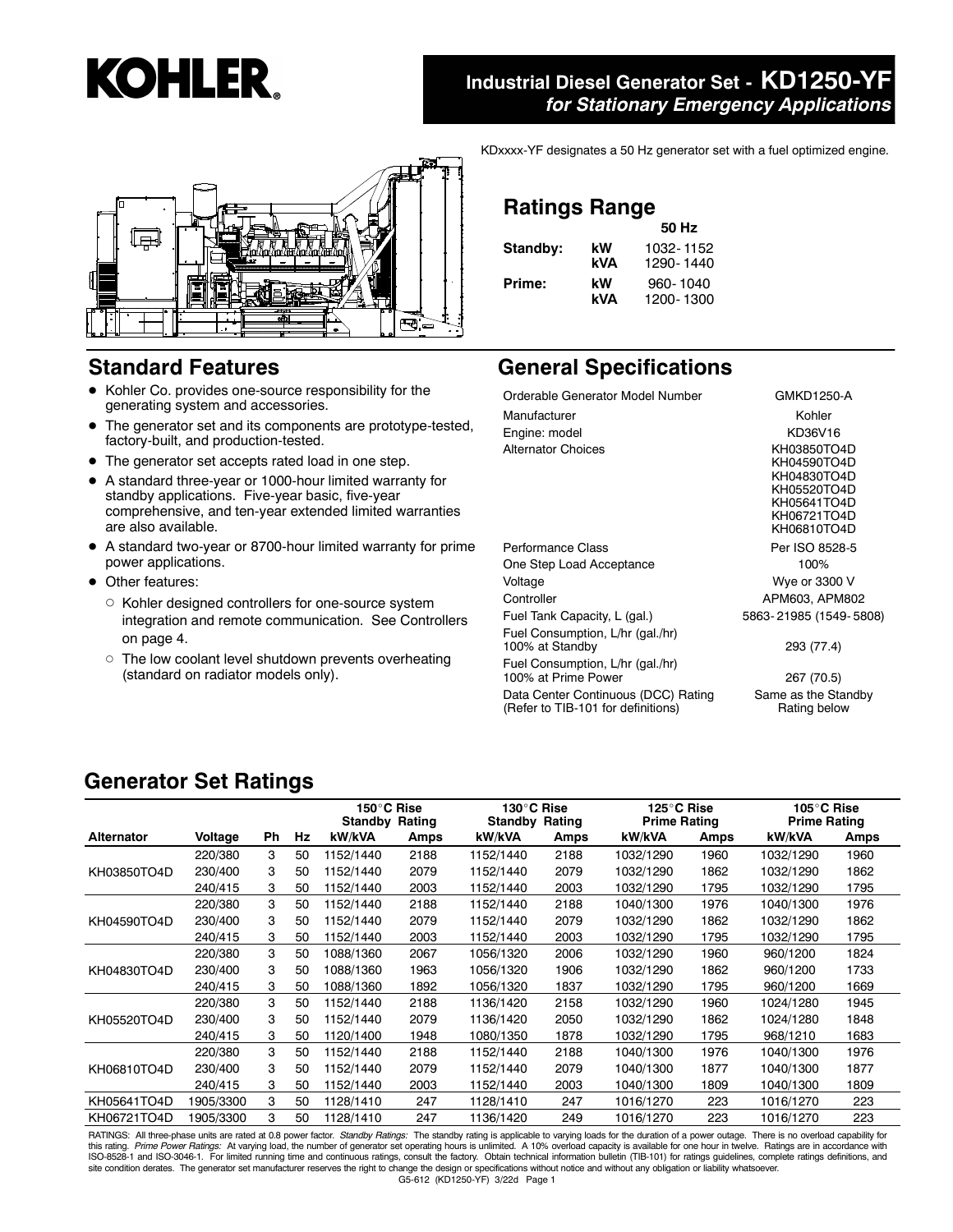# KOHLER.

## Industrial Diesel Generator Set - KD1250-YF
### *for Stationary Emergency Applications*

KDxxxx-YF designates a 50 Hz generator set with a fuel optimized engine.

## Ratings Range

| | | 50 Hz |
|---|---|---|
| **Standby:** | **kW** | 1032- 1152 |
| | **kVA** | 1290- 1440 |
| **Prime:** | **kW** | 960- 1040 |
| | **kVA** | 1200- 1300 |

## Standard Features

- Kohler Co. provides one-source responsibility for the generating system and accessories.
- The generator set and its components are prototype-tested, factory-built, and production-tested.
- The generator set accepts rated load in one step.
- A standard three-year or 1000-hour limited warranty for standby applications. Five-year basic, five-year comprehensive, and ten-year extended limited warranties are also available.
- A standard two-year or 8700-hour limited warranty for prime power applications.
- Other features:
  - Kohler designed controllers for one-source system integration and remote communication. See Controllers on page 4.
  - The low coolant level shutdown prevents overheating (standard on radiator models only).

## General Specifications

| | |
|---|---|
| Orderable Generator Model Number | GMKD1250-A |
| Manufacturer | Kohler |
| Engine: model | KD36V16 |
| Alternator Choices | KH03850TO4D<br>KH04590TO4D<br>KH04830TO4D<br>KH05520TO4D<br>KH05641TO4D<br>KH06721TO4D<br>KH06810TO4D |
| Performance Class | Per ISO 8528-5 |
| One Step Load Acceptance | 100% |
| Voltage | Wye or 3300 V |
| Controller | APM603, APM802 |
| Fuel Tank Capacity, L (gal.) | 5863- 21985 (1549- 5808) |
| Fuel Consumption, L/hr (gal./hr) 100% at Standby | 293 (77.4) |
| Fuel Consumption, L/hr (gal./hr) 100% at Prime Power | 267 (70.5) |
| Data Center Continuous (DCC) Rating (Refer to TIB-101 for definitions) | Same as the Standby Rating below |

## Generator Set Ratings

| | | | | 150°C Rise Standby Rating | | 130°C Rise Standby Rating | | 125°C Rise Prime Rating | | 105°C Rise Prime Rating | |
|---|---|---|---|---|---|---|---|---|---|---|---|
| **Alternator** | **Voltage** | **Ph** | **Hz** | **kW/kVA** | **Amps** | **kW/kVA** | **Amps** | **kW/kVA** | **Amps** | **kW/kVA** | **Amps** |
| KH03850TO4D | 220/380 | 3 | 50 | 1152/1440 | 2188 | 1152/1440 | 2188 | 1032/1290 | 1960 | 1032/1290 | 1960 |
| | 230/400 | 3 | 50 | 1152/1440 | 2079 | 1152/1440 | 2079 | 1032/1290 | 1862 | 1032/1290 | 1862 |
| | 240/415 | 3 | 50 | 1152/1440 | 2003 | 1152/1440 | 2003 | 1032/1290 | 1795 | 1032/1290 | 1795 |
| KH04590TO4D | 220/380 | 3 | 50 | 1152/1440 | 2188 | 1152/1440 | 2188 | 1040/1300 | 1976 | 1040/1300 | 1976 |
| | 230/400 | 3 | 50 | 1152/1440 | 2079 | 1152/1440 | 2079 | 1032/1290 | 1862 | 1032/1290 | 1862 |
| | 240/415 | 3 | 50 | 1152/1440 | 2003 | 1152/1440 | 2003 | 1032/1290 | 1795 | 1032/1290 | 1795 |
| KH04830TO4D | 220/380 | 3 | 50 | 1088/1360 | 2067 | 1056/1320 | 2006 | 1032/1290 | 1960 | 960/1200 | 1824 |
| | 230/400 | 3 | 50 | 1088/1360 | 1963 | 1056/1320 | 1906 | 1032/1290 | 1862 | 960/1200 | 1733 |
| | 240/415 | 3 | 50 | 1088/1360 | 1892 | 1056/1320 | 1837 | 1032/1290 | 1795 | 960/1200 | 1669 |
| KH05520TO4D | 220/380 | 3 | 50 | 1152/1440 | 2188 | 1136/1420 | 2158 | 1032/1290 | 1960 | 1024/1280 | 1945 |
| | 230/400 | 3 | 50 | 1152/1440 | 2079 | 1136/1420 | 2050 | 1032/1290 | 1862 | 1024/1280 | 1848 |
| | 240/415 | 3 | 50 | 1120/1400 | 1948 | 1080/1350 | 1878 | 1032/1290 | 1795 | 968/1210 | 1683 |
| KH06810TO4D | 220/380 | 3 | 50 | 1152/1440 | 2188 | 1152/1440 | 2188 | 1040/1300 | 1976 | 1040/1300 | 1976 |
| | 230/400 | 3 | 50 | 1152/1440 | 2079 | 1152/1440 | 2079 | 1040/1300 | 1877 | 1040/1300 | 1877 |
| | 240/415 | 3 | 50 | 1152/1440 | 2003 | 1152/1440 | 2003 | 1040/1300 | 1809 | 1040/1300 | 1809 |
| KH05641TO4D | 1905/3300 | 3 | 50 | 1128/1410 | 247 | 1128/1410 | 247 | 1016/1270 | 223 | 1016/1270 | 223 |
| KH06721TO4D | 1905/3300 | 3 | 50 | 1128/1410 | 247 | 1136/1420 | 249 | 1016/1270 | 223 | 1016/1270 | 223 |

RATINGS: All three-phase units are rated at 0.8 power factor. *Standby Ratings:* The standby rating is applicable to varying loads for the duration of a power outage. There is no overload capability for this rating. *Prime Power Ratings:* At varying load, the number of generator set operating hours is unlimited. A 10% overload capacity is available for one hour in twelve. Ratings are in accordance with ISO-8528-1 and ISO-3046-1. For limited running time and continuous ratings, consult the factory. Obtain technical information bulletin (TIB-101) for ratings guidelines, complete ratings definitions, and site condition derates. The generator set manufacturer reserves the right to change the design or specifications without notice and without any obligation or liability whatsoever.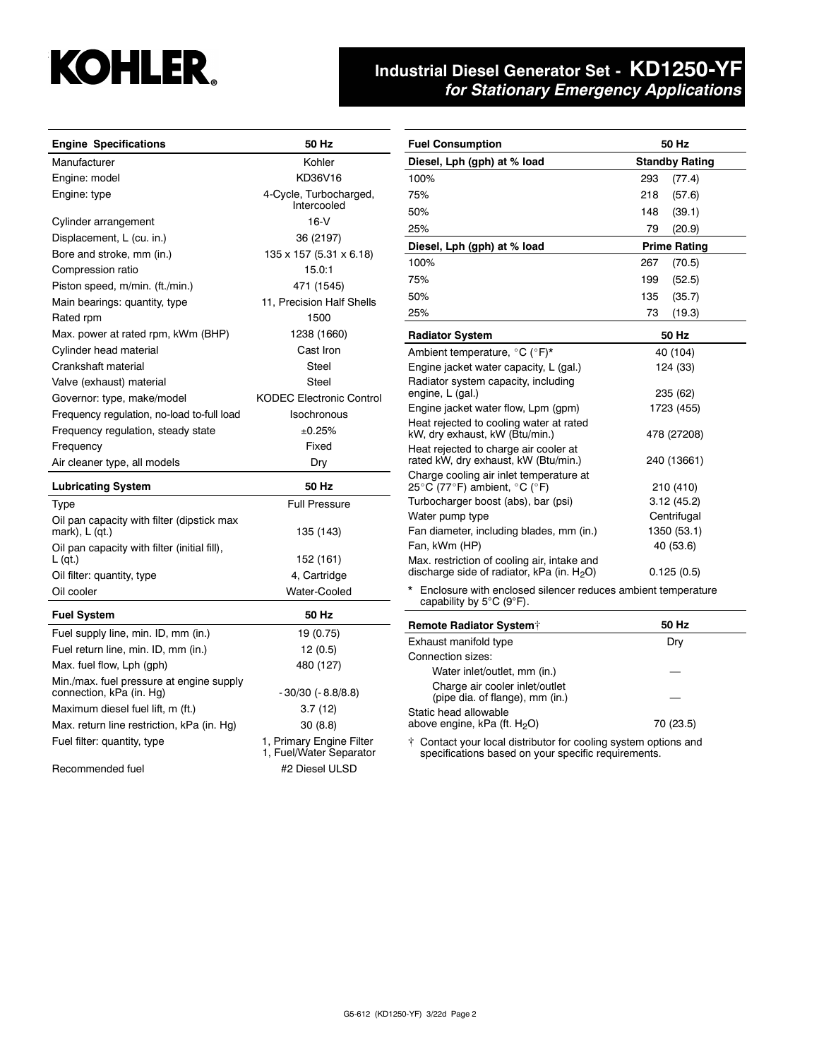# Industrial Diesel Generator Set - KD1250-YF
## *for Stationary Emergency Applications*

| Engine Specifications | 50 Hz |
|---|---|
| Manufacturer | Kohler |
| Engine: model | KD36V16 |
| Engine: type | 4-Cycle, Turbocharged, Intercooled |
| Cylinder arrangement | 16-V |
| Displacement, L (cu. in.) | 36 (2197) |
| Bore and stroke, mm (in.) | 135 x 157 (5.31 x 6.18) |
| Compression ratio | 15.0:1 |
| Piston speed, m/min. (ft./min.) | 471 (1545) |
| Main bearings: quantity, type | 11, Precision Half Shells |
| Rated rpm | 1500 |
| Max. power at rated rpm, kWm (BHP) | 1238 (1660) |
| Cylinder head material | Cast Iron |
| Crankshaft material | Steel |
| Valve (exhaust) material | Steel |
| Governor: type, make/model | KODEC Electronic Control |
| Frequency regulation, no-load to-full load | Isochronous |
| Frequency regulation, steady state | ±0.25% |
| Frequency | Fixed |
| Air cleaner type, all models | Dry |

| Lubricating System | 50 Hz |
|---|---|
| Type | Full Pressure |
| Oil pan capacity with filter (dipstick max mark), L (qt.) | 135 (143) |
| Oil pan capacity with filter (initial fill), L (qt.) | 152 (161) |
| Oil filter: quantity, type | 4, Cartridge |
| Oil cooler | Water-Cooled |

| Fuel System | 50 Hz |
|---|---|
| Fuel supply line, min. ID, mm (in.) | 19 (0.75) |
| Fuel return line, min. ID, mm (in.) | 12 (0.5) |
| Max. fuel flow, Lph (gph) | 480 (127) |
| Min./max. fuel pressure at engine supply connection, kPa (in. Hg) | -30/30 (-8.8/8.8) |
| Maximum diesel fuel lift, m (ft.) | 3.7 (12) |
| Max. return line restriction, kPa (in. Hg) | 30 (8.8) |
| Fuel filter: quantity, type | 1, Primary Engine Filter 1, Fuel/Water Separator |
| Recommended fuel | #2 Diesel ULSD |

| Fuel Consumption | 50 Hz |
|---|---|
| **Diesel, Lph (gph) at % load** | **Standby Rating** |
| 100% | 293 (77.4) |
| 75% | 218 (57.6) |
| 50% | 148 (39.1) |
| 25% | 79 (20.9) |
| **Diesel, Lph (gph) at % load** | **Prime Rating** |
| 100% | 267 (70.5) |
| 75% | 199 (52.5) |
| 50% | 135 (35.7) |
| 25% | 73 (19.3) |

| Radiator System | 50 Hz |
|---|---|
| Ambient temperature, °C (°F)* | 40 (104) |
| Engine jacket water capacity, L (gal.) | 124 (33) |
| Radiator system capacity, including engine, L (gal.) | 235 (62) |
| Engine jacket water flow, Lpm (gpm) | 1723 (455) |
| Heat rejected to cooling water at rated kW, dry exhaust, kW (Btu/min.) | 478 (27208) |
| Heat rejected to charge air cooler at rated kW, dry exhaust, kW (Btu/min.) | 240 (13661) |
| Charge cooling air inlet temperature at 25°C (77°F) ambient, °C (°F) | 210 (410) |
| Turbocharger boost (abs), bar (psi) | 3.12 (45.2) |
| Water pump type | Centrifugal |
| Fan diameter, including blades, mm (in.) | 1350 (53.1) |
| Fan, kWm (HP) | 40 (53.6) |
| Max. restriction of cooling air, intake and discharge side of radiator, kPa (in. $H_2O$) | 0.125 (0.5) |

\* Enclosure with enclosed silencer reduces ambient temperature capability by 5°C (9°F).

| Remote Radiator System† | 50 Hz |
|---|---|
| Exhaust manifold type | Dry |
| Connection sizes: | |
| Water inlet/outlet, mm (in.) | — |
| Charge air cooler inlet/outlet (pipe dia. of flange), mm (in.) | — |
| Static head allowable above engine, kPa (ft. $H_2O$) | 70 (23.5) |

† Contact your local distributor for cooling system options and specifications based on your specific requirements.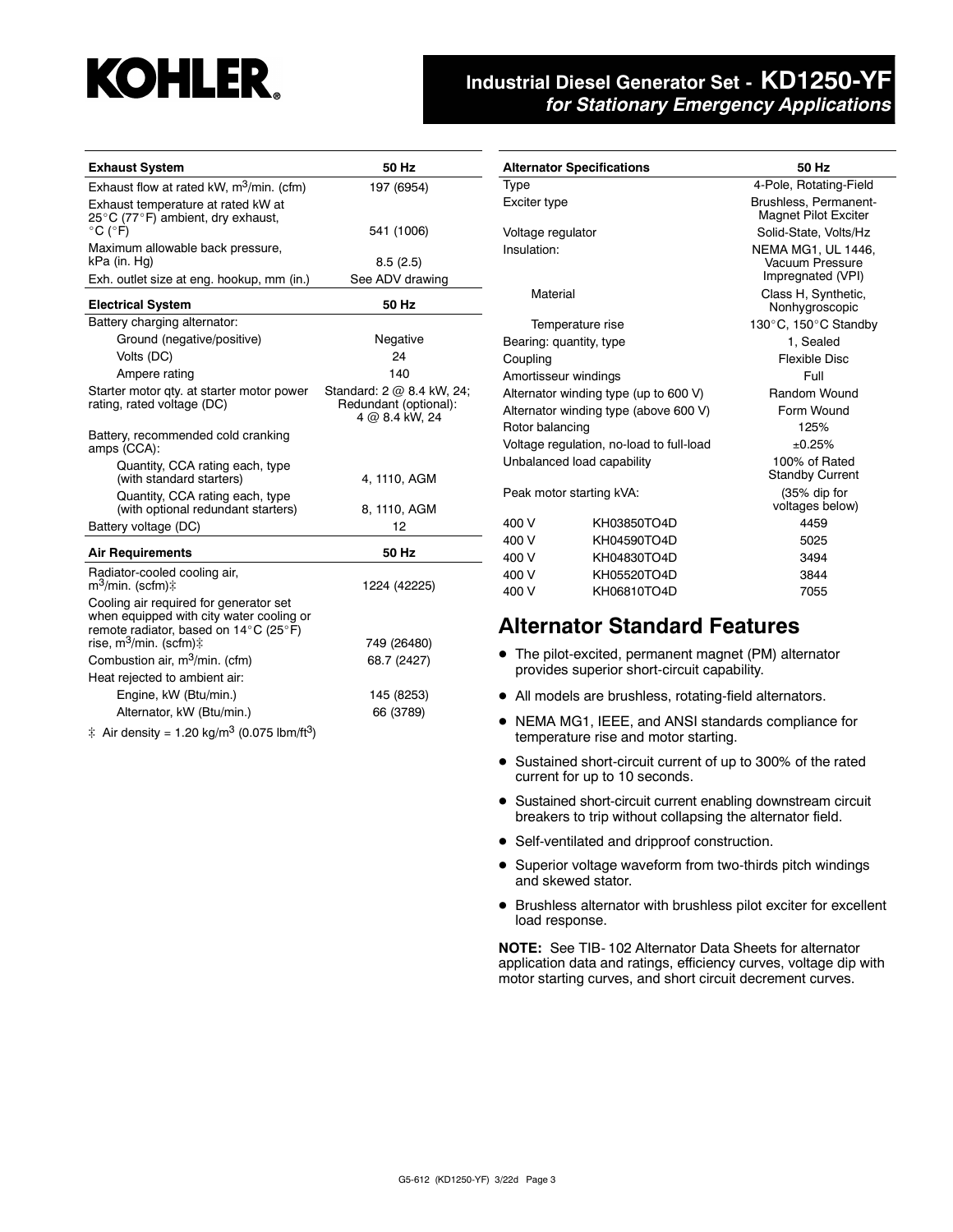| Exhaust System | 50 Hz |
|---|---|
| Exhaust flow at rated kW, $m^3$/min. (cfm) | 197 (6954) |
| Exhaust temperature at rated kW at 25°C (77°F) ambient, dry exhaust, °C (°F) | 541 (1006) |
| Maximum allowable back pressure, kPa (in. Hg) | 8.5 (2.5) |
| Exh. outlet size at eng. hookup, mm (in.) | See ADV drawing |

| Electrical System | 50 Hz |
|---|---|
| Battery charging alternator: | |
| Ground (negative/positive) | Negative |
| Volts (DC) | 24 |
| Ampere rating | 140 |
| Starter motor qty. at starter motor power rating, rated voltage (DC) | Standard: 2 @ 8.4 kW, 24; Redundant (optional): 4 @ 8.4 kW, 24 |
| Battery, recommended cold cranking amps (CCA): | |
| Quantity, CCA rating each, type (with standard starters) | 4, 1110, AGM |
| Quantity, CCA rating each, type (with optional redundant starters) | 8, 1110, AGM |
| Battery voltage (DC) | 12 |

| Air Requirements | 50 Hz |
|---|---|
| Radiator-cooled cooling air, $m^3$/min. (scfm)‡ | 1224 (42225) |
| Cooling air required for generator set when equipped with city water cooling or remote radiator, based on 14°C (25°F) rise, $m^3$/min. (scfm)‡ | 749 (26480) |
| Combustion air, $m^3$/min. (cfm) | 68.7 (2427) |
| Heat rejected to ambient air: | |
| Engine, kW (Btu/min.) | 145 (8253) |
| Alternator, kW (Btu/min.) | 66 (3789) |

‡ Air density = 1.20 kg/$m^3$ (0.075 lbm/$ft^3$)

| Alternator Specifications | | 50 Hz |
|---|---|---|
| Type | | 4-Pole, Rotating-Field |
| Exciter type | | Brushless, Permanent-Magnet Pilot Exciter |
| Voltage regulator | | Solid-State, Volts/Hz |
| Insulation: | | NEMA MG1, UL 1446, Vacuum Pressure Impregnated (VPI) |
| Material | | Class H, Synthetic, Nonhygroscopic |
| Temperature rise | | 130°C, 150°C Standby |
| Bearing: quantity, type | | 1, Sealed |
| Coupling | | Flexible Disc |
| Amortisseur windings | | Full |
| Alternator winding type (up to 600 V) | | Random Wound |
| Alternator winding type (above 600 V) | | Form Wound |
| Rotor balancing | | 125% |
| Voltage regulation, no-load to full-load | | ±0.25% |
| Unbalanced load capability | | 100% of Rated Standby Current |
| Peak motor starting kVA: | | (35% dip for voltages below) |
| 400 V | KH03850TO4D | 4459 |
| 400 V | KH04590TO4D | 5025 |
| 400 V | KH04830TO4D | 3494 |
| 400 V | KH05520TO4D | 3844 |
| 400 V | KH06810TO4D | 7055 |

## Alternator Standard Features

- The pilot-excited, permanent magnet (PM) alternator provides superior short-circuit capability.
- All models are brushless, rotating-field alternators.
- NEMA MG1, IEEE, and ANSI standards compliance for temperature rise and motor starting.
- Sustained short-circuit current of up to 300% of the rated current for up to 10 seconds.
- Sustained short-circuit current enabling downstream circuit breakers to trip without collapsing the alternator field.
- Self-ventilated and dripproof construction.
- Superior voltage waveform from two-thirds pitch windings and skewed stator.
- Brushless alternator with brushless pilot exciter for excellent load response.

**NOTE:** See TIB-102 Alternator Data Sheets for alternator application data and ratings, efficiency curves, voltage dip with motor starting curves, and short circuit decrement curves.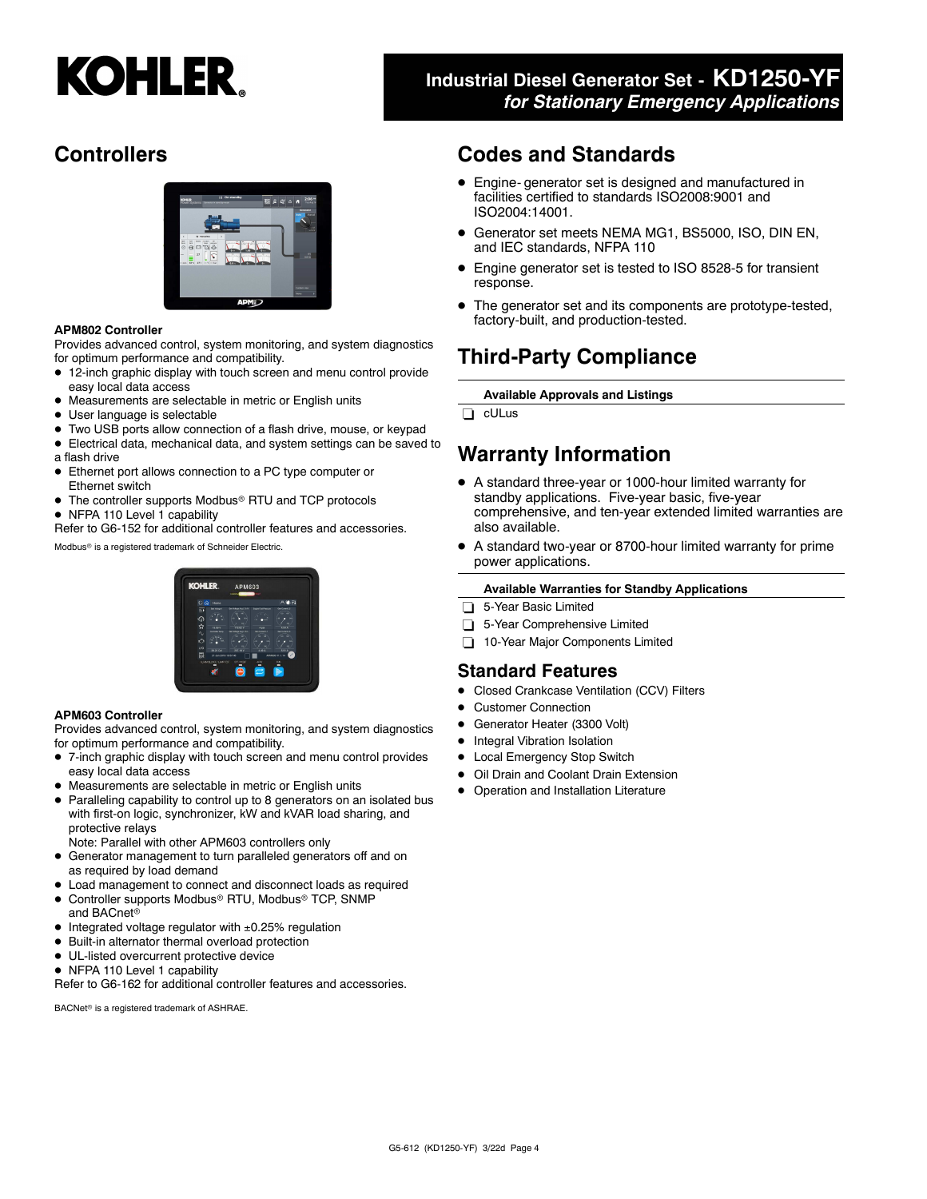# Controllers

**APM802 Controller**

Provides advanced control, system monitoring, and system diagnostics for optimum performance and compatibility.

- 12-inch graphic display with touch screen and menu control provide easy local data access
- Measurements are selectable in metric or English units
- User language is selectable
- Two USB ports allow connection of a flash drive, mouse, or keypad
- Electrical data, mechanical data, and system settings can be saved to a flash drive
- Ethernet port allows connection to a PC type computer or Ethernet switch
- The controller supports Modbus® RTU and TCP protocols
- NFPA 110 Level 1 capability

Refer to G6-152 for additional controller features and accessories.

Modbus® is a registered trademark of Schneider Electric.

**APM603 Controller**

Provides advanced control, system monitoring, and system diagnostics for optimum performance and compatibility.

- 7-inch graphic display with touch screen and menu control provides easy local data access
- Measurements are selectable in metric or English units
- Paralleling capability to control up to 8 generators on an isolated bus with first-on logic, synchronizer, kW and kVAR load sharing, and protective relays
  Note: Parallel with other APM603 controllers only
- Generator management to turn paralleled generators off and on as required by load demand
- Load management to connect and disconnect loads as required
- Controller supports Modbus® RTU, Modbus® TCP, SNMP and BACnet®
- Integrated voltage regulator with ±0.25% regulation
- Built-in alternator thermal overload protection
- UL-listed overcurrent protective device
- NFPA 110 Level 1 capability

Refer to G6-162 for additional controller features and accessories.

BACNet® is a registered trademark of ASHRAE.

# Codes and Standards

- Engine- generator set is designed and manufactured in facilities certified to standards ISO2008:9001 and ISO2004:14001.
- Generator set meets NEMA MG1, BS5000, ISO, DIN EN, and IEC standards, NFPA 110
- Engine generator set is tested to ISO 8528-5 for transient response.
- The generator set and its components are prototype-tested, factory-built, and production-tested.

# Third-Party Compliance

**Available Approvals and Listings**

- ☐ cULus

# Warranty Information

- A standard three-year or 1000-hour limited warranty for standby applications. Five-year basic, five-year comprehensive, and ten-year extended limited warranties are also available.
- A standard two-year or 8700-hour limited warranty for prime power applications.

**Available Warranties for Standby Applications**

- ☐ 5-Year Basic Limited
- ☐ 5-Year Comprehensive Limited
- ☐ 10-Year Major Components Limited

## Standard Features

- Closed Crankcase Ventilation (CCV) Filters
- Customer Connection
- Generator Heater (3300 Volt)
- Integral Vibration Isolation
- Local Emergency Stop Switch
- Oil Drain and Coolant Drain Extension
- Operation and Installation Literature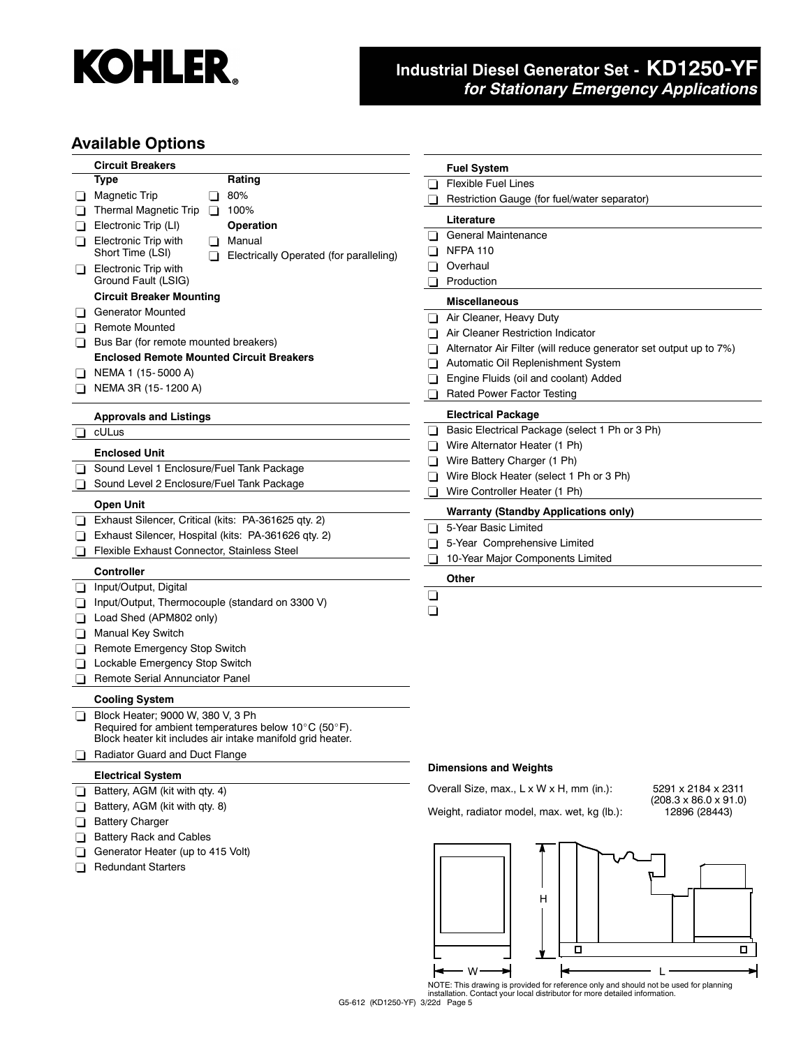# Industrial Diesel Generator Set - KD1250-YF
## *for Stationary Emergency Applications*

## Available Options

### Circuit Breakers

**Type**

- ❑ Magnetic Trip
- ❑ Thermal Magnetic Trip
- ❑ Electronic Trip (LI)
- ❑ Electronic Trip with Short Time (LSI)
- ❑ Electronic Trip with Ground Fault (LSIG)

**Rating**

- ❑ 80%
- ❑ 100%

**Operation**

- ❑ Manual
- ❑ Electrically Operated (for paralleling)

**Circuit Breaker Mounting**

- ❑ Generator Mounted
- ❑ Remote Mounted
- ❑ Bus Bar (for remote mounted breakers)

**Enclosed Remote Mounted Circuit Breakers**

- ❑ NEMA 1 (15- 5000 A)
- ❑ NEMA 3R (15- 1200 A)

### Approvals and Listings

- ❑ cULus

### Enclosed Unit

- ❑ Sound Level 1 Enclosure/Fuel Tank Package
- ❑ Sound Level 2 Enclosure/Fuel Tank Package

### Open Unit

- ❑ Exhaust Silencer, Critical (kits: PA-361625 qty. 2)
- ❑ Exhaust Silencer, Hospital (kits: PA-361626 qty. 2)
- ❑ Flexible Exhaust Connector, Stainless Steel

### Controller

- ❑ Input/Output, Digital
- ❑ Input/Output, Thermocouple (standard on 3300 V)
- ❑ Load Shed (APM802 only)
- ❑ Manual Key Switch
- ❑ Remote Emergency Stop Switch
- ❑ Lockable Emergency Stop Switch
- ❑ Remote Serial Annunciator Panel

### Cooling System

- ❑ Block Heater; 9000 W, 380 V, 3 Ph
  Required for ambient temperatures below 10°C (50°F).
  Block heater kit includes air intake manifold grid heater.
- ❑ Radiator Guard and Duct Flange

### Electrical System

- ❑ Battery, AGM (kit with qty. 4)
- ❑ Battery, AGM (kit with qty. 8)
- ❑ Battery Charger
- ❑ Battery Rack and Cables
- ❑ Generator Heater (up to 415 Volt)
- ❑ Redundant Starters

### Fuel System

- ❑ Flexible Fuel Lines
- ❑ Restriction Gauge (for fuel/water separator)

### Literature

- ❑ General Maintenance
- ❑ NFPA 110
- ❑ Overhaul
- ❑ Production

### Miscellaneous

- ❑ Air Cleaner, Heavy Duty
- ❑ Air Cleaner Restriction Indicator
- ❑ Alternator Air Filter (will reduce generator set output up to 7%)
- ❑ Automatic Oil Replenishment System
- ❑ Engine Fluids (oil and coolant) Added
- ❑ Rated Power Factor Testing

### Electrical Package

- ❑ Basic Electrical Package (select 1 Ph or 3 Ph)
- ❑ Wire Alternator Heater (1 Ph)
- ❑ Wire Battery Charger (1 Ph)
- ❑ Wire Block Heater (select 1 Ph or 3 Ph)
- ❑ Wire Controller Heater (1 Ph)

### Warranty (Standby Applications only)

- ❑ 5-Year Basic Limited
- ❑ 5-Year Comprehensive Limited
- ❑ 10-Year Major Components Limited

### Other

- ❑
- ❑

### Dimensions and Weights

| | |
|---|---|
| Overall Size, max., L x W x H, mm (in.): | 5291 x 2184 x 2311 (208.3 x 86.0 x 91.0) |
| Weight, radiator model, max. wet, kg (lb.): | 12896 (28443) |

NOTE: This drawing is provided for reference only and should not be used for planning installation. Contact your local distributor for more detailed information.

G5-612 (KD1250-YF) 3/22d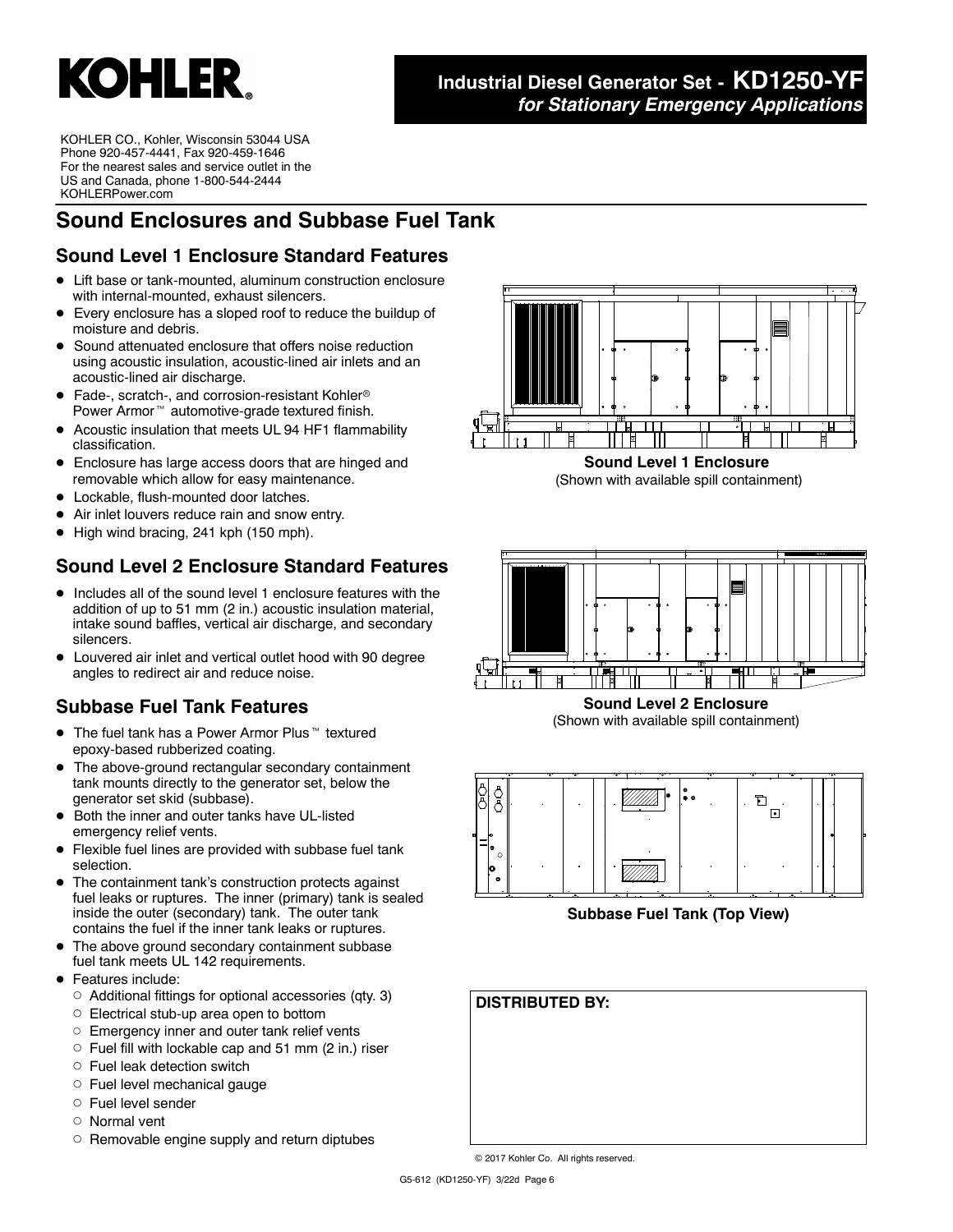# Industrial Diesel Generator Set - KD1250-YF

*for Stationary Emergency Applications*

KOHLER CO., Kohler, Wisconsin 53044 USA
Phone 920-457-4441, Fax 920-459-1646
For the nearest sales and service outlet in the US and Canada, phone 1-800-544-2444
KOHLERPower.com

## Sound Enclosures and Subbase Fuel Tank

### Sound Level 1 Enclosure Standard Features

- Lift base or tank-mounted, aluminum construction enclosure with internal-mounted, exhaust silencers.
- Every enclosure has a sloped roof to reduce the buildup of moisture and debris.
- Sound attenuated enclosure that offers noise reduction using acoustic insulation, acoustic-lined air inlets and an acoustic-lined air discharge.
- Fade-, scratch-, and corrosion-resistant Kohler® Power Armor™ automotive-grade textured finish.
- Acoustic insulation that meets UL 94 HF1 flammability classification.
- Enclosure has large access doors that are hinged and removable which allow for easy maintenance.
- Lockable, flush-mounted door latches.
- Air inlet louvers reduce rain and snow entry.
- High wind bracing, 241 kph (150 mph).

**Sound Level 1 Enclosure**
(Shown with available spill containment)

### Sound Level 2 Enclosure Standard Features

- Includes all of the sound level 1 enclosure features with the addition of up to 51 mm (2 in.) acoustic insulation material, intake sound baffles, vertical air discharge, and secondary silencers.
- Louvered air inlet and vertical outlet hood with 90 degree angles to redirect air and reduce noise.

**Sound Level 2 Enclosure**
(Shown with available spill containment)

### Subbase Fuel Tank Features

- The fuel tank has a Power Armor Plus™ textured epoxy-based rubberized coating.
- The above-ground rectangular secondary containment tank mounts directly to the generator set, below the generator set skid (subbase).
- Both the inner and outer tanks have UL-listed emergency relief vents.
- Flexible fuel lines are provided with subbase fuel tank selection.
- The containment tank's construction protects against fuel leaks or ruptures. The inner (primary) tank is sealed inside the outer (secondary) tank. The outer tank contains the fuel if the inner tank leaks or ruptures.
- The above ground secondary containment subbase fuel tank meets UL 142 requirements.
- Features include:
  - Additional fittings for optional accessories (qty. 3)
  - Electrical stub-up area open to bottom
  - Emergency inner and outer tank relief vents
  - Fuel fill with lockable cap and 51 mm (2 in.) riser
  - Fuel leak detection switch
  - Fuel level mechanical gauge
  - Fuel level sender
  - Normal vent
  - Removable engine supply and return diptubes

**Subbase Fuel Tank (Top View)**

**DISTRIBUTED BY:**

© 2017 Kohler Co. All rights reserved.

G5-612 (KD1250-YF) 3/22d